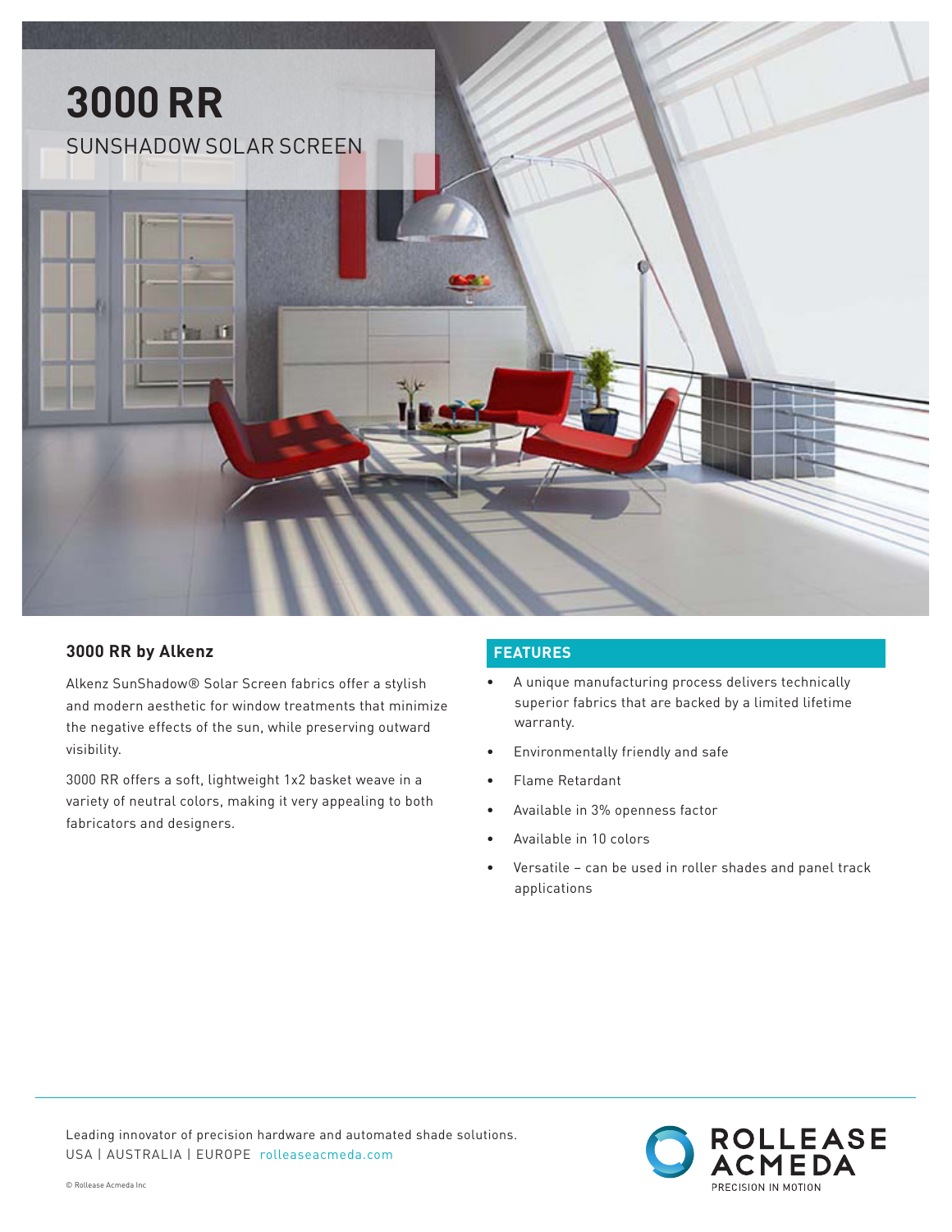# 3000 RR

SUNSHADOW SOLAR SCREEN

## 3000 RR by Alkenz

Alkenz SunShadow® Solar Screen fabrics offer a stylish and modern aesthetic for window treatments that minimize the negative effects of the sun, while preserving outward visibility.

3000 RR offers a soft, lightweight 1x2 basket weave in a variety of neutral colors, making it very appealing to both fabricators and designers.

## FEATURES

- A unique manufacturing process delivers technically superior fabrics that are backed by a limited lifetime warranty.
- Environmentally friendly and safe
- Flame Retardant
- Available in 3% openness factor
- Available in 10 colors
- Versatile – can be used in roller shades and panel track applications

Leading innovator of precision hardware and automated shade solutions.
USA | AUSTRALIA | EUROPE rolleaseacmeda.com

ROLLEASE ACMEDA
PRECISION IN MOTION

© Rollease Acmeda Inc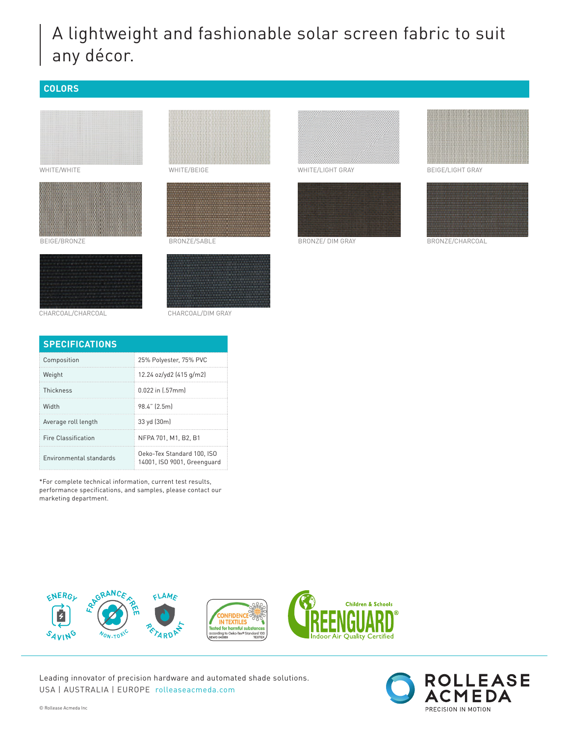# A lightweight and fashionable solar screen fabric to suit any décor.

## COLORS

WHITE/WHITE

WHITE/BEIGE

WHITE/LIGHT GRAY

BEIGE/LIGHT GRAY

BEIGE/BRONZE

BRONZE/SABLE

BRONZE/ DIM GRAY

BRONZE/CHARCOAL

CHARCOAL/CHARCOAL

CHARCOAL/DIM GRAY

## SPECIFICATIONS

| | |
|---|---|
| Composition | 25% Polyester, 75% PVC |
| Weight | 12.24 oz/yd2 (415 g/m2) |
| Thickness | 0.022 in (.57mm) |
| Width | 98.4" (2.5m) |
| Average roll length | 33 yd (30m) |
| Fire Classification | NFPA 701, M1, B2, B1 |
| Environmental standards | Oeko-Tex Standard 100, ISO 14001, ISO 9001, Greenguard |

*For complete technical information, current test results, performance specifications, and samples, please contact our marketing department.

ENERGY SAVING

FRAGRANCE FREE NON-TOXIC

FLAME RETARDANT

CONFIDENCE IN TEXTILES
Tested for harmful substances
according to Oeko-Tex® Standard 100
SEWO 042889 TESTEX

Children & Schools
GREENGUARD®
Indoor Air Quality Certified

Leading innovator of precision hardware and automated shade solutions.
USA | AUSTRALIA | EUROPE rolleaseacmeda.com

ROLLEASE ACMEDA
PRECISION IN MOTION

© Rollease Acmeda Inc